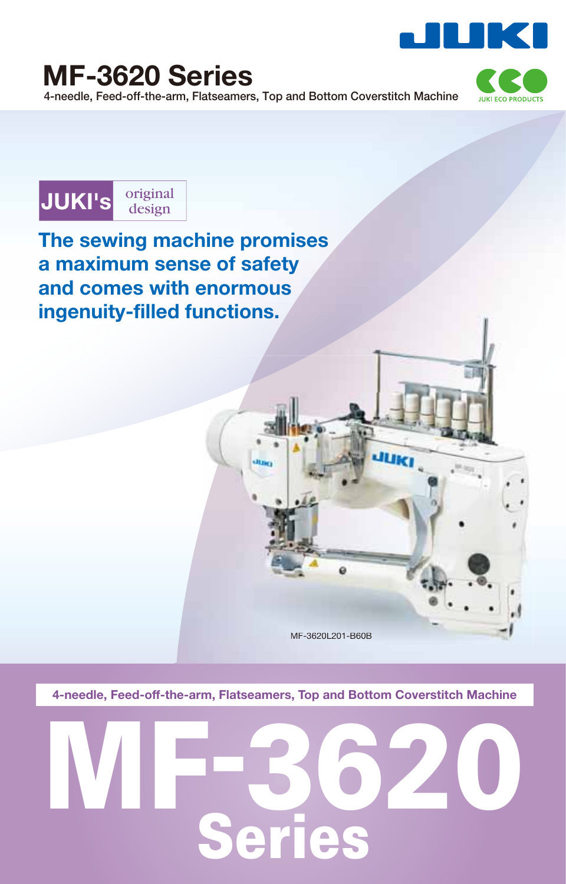JUKI

# MF-3620 Series

4-needle, Feed-off-the-arm, Flatseamers, Top and Bottom Coverstitch Machine

JUKI ECO PRODUCTS

**JUKI's** original design

## The sewing machine promises a maximum sense of safety and comes with enormous ingenuity-filled functions.

MF-3620L201-B60B

4-needle, Feed-off-the-arm, Flatseamers, Top and Bottom Coverstitch Machine

# MF-3620 Series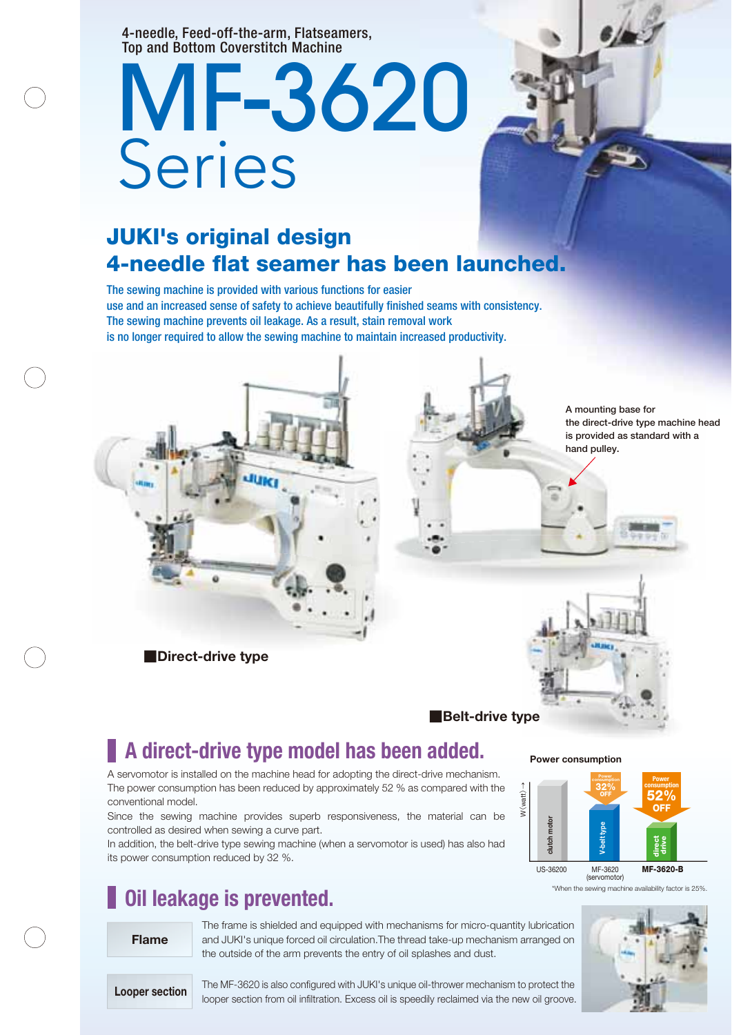4-needle, Feed-off-the-arm, Flatseamers, Top and Bottom Coverstitch Machine

# MF-3620 Series

## JUKI's original design 4-needle flat seamer has been launched.

The sewing machine is provided with various functions for easier use and an increased sense of safety to achieve beautifully finished seams with consistency. The sewing machine prevents oil leakage. As a result, stain removal work is no longer required to allow the sewing machine to maintain increased productivity.

A mounting base for the direct-drive type machine head is provided as standard with a hand pulley.

■Direct-drive type

■Belt-drive type

## A direct-drive type model has been added.

A servomotor is installed on the machine head for adopting the direct-drive mechanism. The power consumption has been reduced by approximately 52 % as compared with the conventional model.

Since the sewing machine provides superb responsiveness, the material can be controlled as desired when sewing a curve part.

In addition, the belt-drive type sewing machine (when a servomotor is used) has also had its power consumption reduced by 32 %.

**Power consumption**

| | US-36200 | MF-3620 (servomotor) | **MF-3620-B** |
|---|---|---|---|
| W (watt) | clutch motor | V-belt type (Power consumption 32% OFF) | direct drive (Power consumption 52% OFF) |

*When the sewing machine availability factor is 25%.

## Oil leakage is prevented.

**Flame**

The frame is shielded and equipped with mechanisms for micro-quantity lubrication and JUKI's unique forced oil circulation.The thread take-up mechanism arranged on the outside of the arm prevents the entry of oil splashes and dust.

**Looper section**

The MF-3620 is also configured with JUKI's unique oil-thrower mechanism to protect the looper section from oil infiltration. Excess oil is speedily reclaimed via the new oil groove.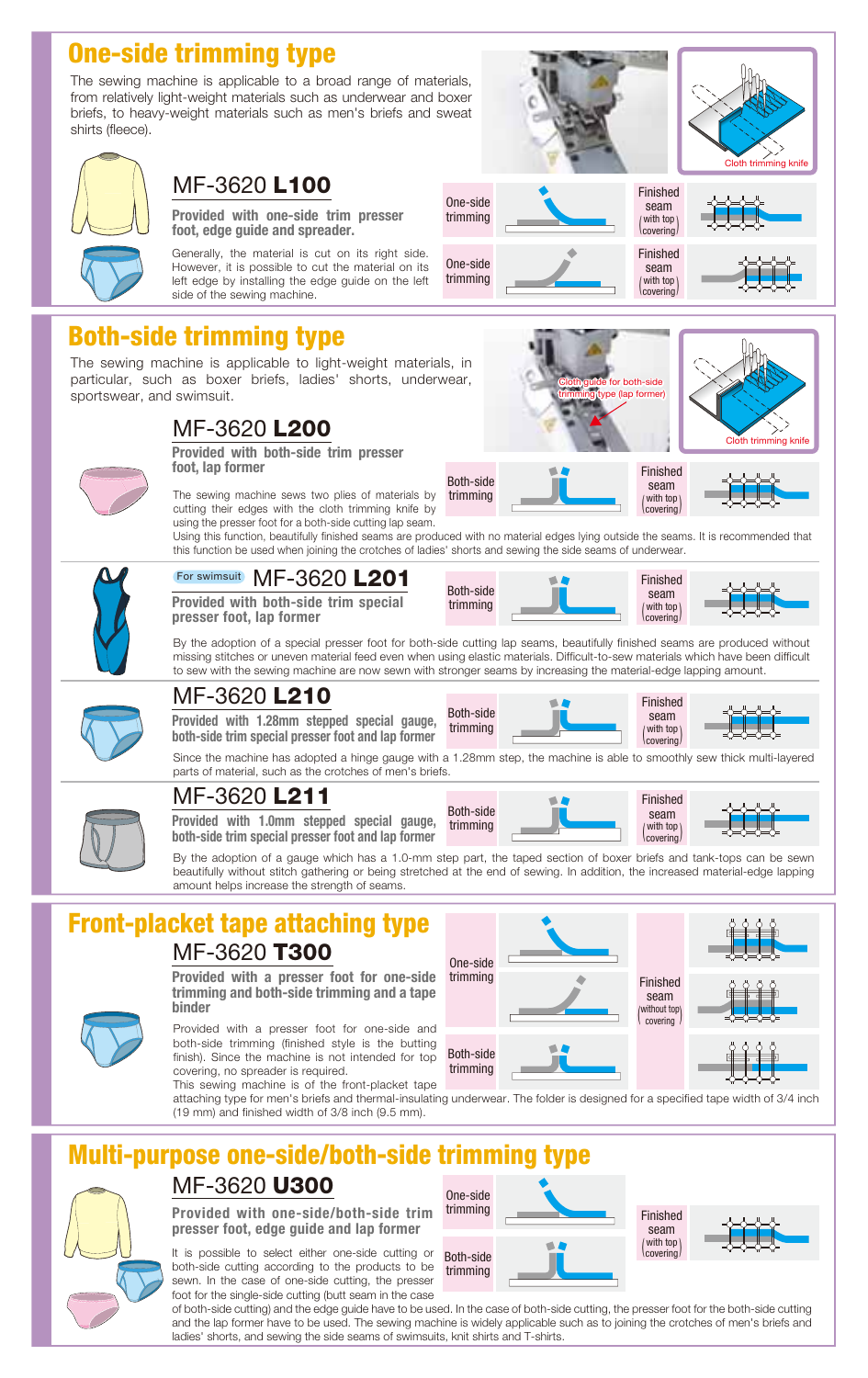## One-side trimming type

The sewing machine is applicable to a broad range of materials, from relatively light-weight materials such as underwear and boxer briefs, to heavy-weight materials such as men's briefs and sweat shirts (fleece).

Cloth trimming knife

### MF-3620 **L100**

**Provided with one-side trim presser foot, edge guide and spreader.**

Generally, the material is cut on its right side. However, it is possible to cut the material on its left edge by installing the edge guide on the left side of the sewing machine.

One-side trimming — Finished seam (with top covering)

One-side trimming — Finished seam (with top covering)

## Both-side trimming type

The sewing machine is applicable to light-weight materials, in particular, such as boxer briefs, ladies' shorts, underwear, sportswear, and swimsuit.

Cloth guide for both-side trimming type (lap former)

Cloth trimming knife

### MF-3620 **L200**

**Provided with both-side trim presser foot, lap former**

The sewing machine sews two plies of materials by cutting their edges with the cloth trimming knife by using the presser foot for a both-side cutting lap seam.

Using this function, beautifully finished seams are produced with no material edges lying outside the seams. It is recommended that this function be used when joining the crotches of ladies' shorts and sewing the side seams of underwear.

Both-side trimming — Finished seam (with top covering)

### For swimsuit MF-3620 **L201**

**Provided with both-side trim special presser foot, lap former**

Both-side trimming — Finished seam (with top covering)

By the adoption of a special presser foot for both-side cutting lap seams, beautifully finished seams are produced without missing stitches or uneven material feed even when using elastic materials. Difficult-to-sew materials which have been difficult to sew with the sewing machine are now sewn with stronger seams by increasing the material-edge lapping amount.

### MF-3620 **L210**

**Provided with 1.28mm stepped special gauge, both-side trim special presser foot and lap former**

Both-side trimming — Finished seam (with top covering)

Since the machine has adopted a hinge gauge with a 1.28mm step, the machine is able to smoothly sew thick multi-layered parts of material, such as the crotches of men's briefs.

### MF-3620 **L211**

**Provided with 1.0mm stepped special gauge, both-side trim special presser foot and lap former**

Both-side trimming — Finished seam (with top covering)

By the adoption of a gauge which has a 1.0-mm step part, the taped section of boxer briefs and tank-tops can be sewn beautifully without stitch gathering or being stretched at the end of sewing. In addition, the increased material-edge lapping amount helps increase the strength of seams.

## Front-placket tape attaching type

### MF-3620 **T300**

**Provided with a presser foot for one-side trimming and both-side trimming and a tape binder**

Provided with a presser foot for one-side and both-side trimming (finished style is the butting finish). Since the machine is not intended for top covering, no spreader is required.

This sewing machine is of the front-placket tape attaching type for men's briefs and thermal-insulating underwear. The folder is designed for a specified tape width of 3/4 inch (19 mm) and finished width of 3/8 inch (9.5 mm).

One-side trimming / Both-side trimming — Finished seam (without top covering)

## Multi-purpose one-side/both-side trimming type

### MF-3620 **U300**

**Provided with one-side/both-side trim presser foot, edge guide and lap former**

It is possible to select either one-side cutting or both-side cutting according to the products to be sewn. In the case of one-side cutting, the presser foot for the single-side cutting (butt seam in the case of both-side cutting) and the edge guide have to be used. In the case of both-side cutting, the presser foot for the both-side cutting and the lap former have to be used. The sewing machine is widely applicable such as to joining the crotches of men's briefs and ladies' shorts, and sewing the side seams of swimsuits, knit shirts and T-shirts.

One-side trimming / Both-side trimming — Finished seam (with top covering)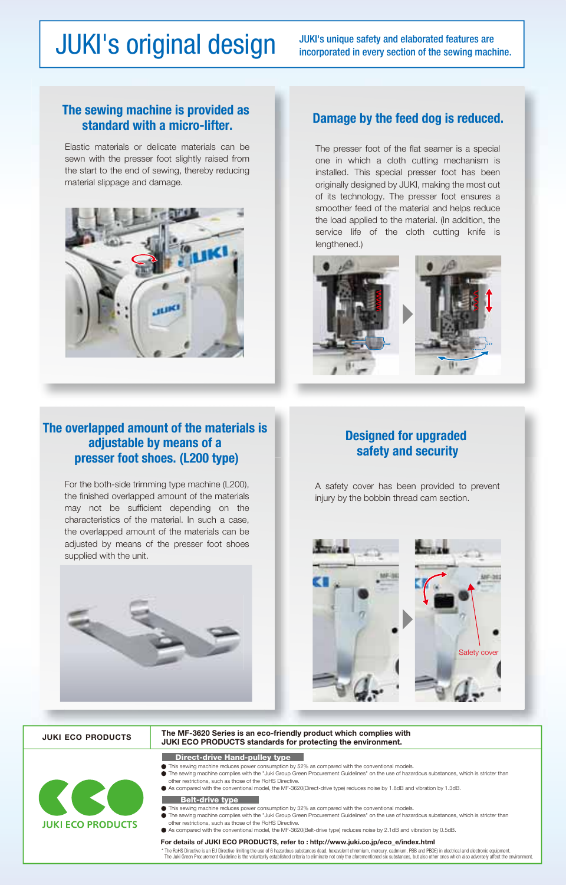# JUKI's original design

JUKI's unique safety and elaborated features are incorporated in every section of the sewing machine.

## The sewing machine is provided as standard with a micro-lifter.

Elastic materials or delicate materials can be sewn with the presser foot slightly raised from the start to the end of sewing, thereby reducing material slippage and damage.

## Damage by the feed dog is reduced.

The presser foot of the flat seamer is a special one in which a cloth cutting mechanism is installed. This special presser foot has been originally designed by JUKI, making the most out of its technology. The presser foot ensures a smoother feed of the material and helps reduce the load applied to the material. (In addition, the service life of the cloth cutting knife is lengthened.)

## The overlapped amount of the materials is adjustable by means of a presser foot shoes. (L200 type)

For the both-side trimming type machine (L200), the finished overlapped amount of the materials may not be sufficient depending on the characteristics of the material. In such a case, the overlapped amount of the materials can be adjusted by means of the presser foot shoes supplied with the unit.

## Designed for upgraded safety and security

A safety cover has been provided to prevent injury by the bobbin thread cam section.

Safety cover

---

**JUKI ECO PRODUCTS**

**The MF-3620 Series is an eco-friendly product which complies with JUKI ECO PRODUCTS standards for protecting the environment.**

JUKI ECO PRODUCTS

**Direct-drive Hand-pulley type**

- This sewing machine reduces power consumption by 52% as compared with the conventional models.
- The sewing machine complies with the "Juki Group Green Procurement Guidelines" on the use of hazardous substances, which is stricter than other restrictions, such as those of the RoHS Directive.
- As compared with the conventional model, the MF-3620(Direct-drive type) reduces noise by 1.8dB and vibration by 1.3dB.

**Belt-drive type**

- This sewing machine reduces power consumption by 32% as compared with the conventional models.
- The sewing machine complies with the "Juki Group Green Procurement Guidelines" on the use of hazardous substances, which is stricter than other restrictions, such as those of the RoHS Directive.
- As compared with the conventional model, the MF-3620(Belt-drive type) reduces noise by 2.1dB and vibration by 0.5dB.

**For details of JUKI ECO PRODUCTS, refer to : http://www.juki.co.jp/eco_e/index.html**

* The RoHS Directive is an EU Directive limiting the use of 6 hazardous substances (lead, hexavalent chromium, mercury, cadmium, PBB and PBDE) in electrical and electronic equipment. The Juki Green Procurement Guideline is the voluntarily established criteria to eliminate not only the aforementioned six substances, but also other ones which also adversely affect the environment.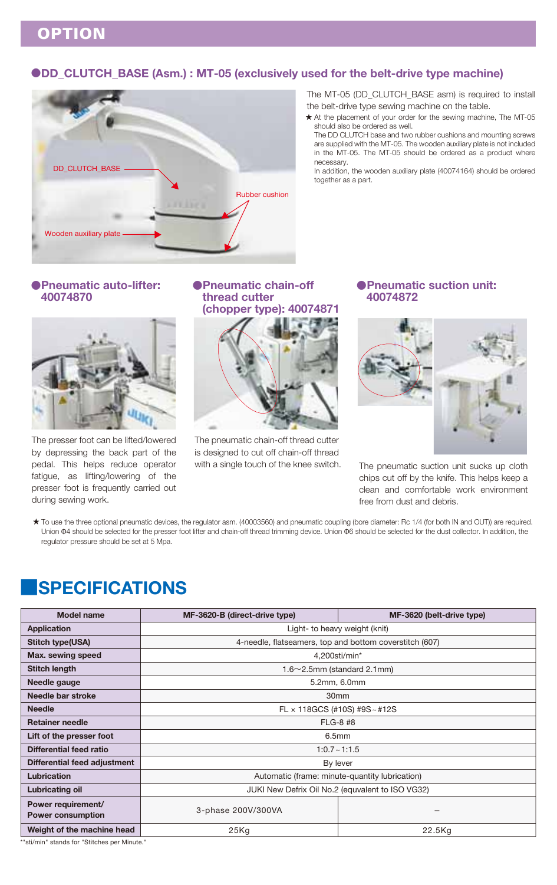# OPTION

### ●DD_CLUTCH_BASE (Asm.) : MT-05 (exclusively used for the belt-drive type machine)

DD_CLUTCH_BASE

Rubber cushion

Wooden auxiliary plate

The MT-05 (DD_CLUTCH_BASE asm) is required to install the belt-drive type sewing machine on the table.

★ At the placement of your order for the sewing machine, The MT-05 should also be ordered as well.
The DD CLUTCH base and two rubber cushions and mounting screws are supplied with the MT-05. The wooden auxiliary plate is not included in the MT-05. The MT-05 should be ordered as a product where necessary.
In addition, the wooden auxiliary plate (40074164) should be ordered together as a part.

### ●Pneumatic auto-lifter: 40074870

The presser foot can be lifted/lowered by depressing the back part of the pedal. This helps reduce operator fatigue, as lifting/lowering of the presser foot is frequently carried out during sewing work.

### ●Pneumatic chain-off thread cutter (chopper type): 40074871

The pneumatic chain-off thread cutter is designed to cut off chain-off thread with a single touch of the knee switch.

### ●Pneumatic suction unit: 40074872

The pneumatic suction unit sucks up cloth chips cut off by the knife. This helps keep a clean and comfortable work environment free from dust and debris.

★ To use the three optional pneumatic devices, the regulator asm. (40003560) and pneumatic coupling (bore diameter: Rc 1/4 (for both IN and OUT)) are required. Union Φ4 should be selected for the presser foot lifter and chain-off thread trimming device. Union Φ6 should be selected for the dust collector. In addition, the regulator pressure should be set at 5 Mpa.

# SPECIFICATIONS

| Model name | MF-3620-B (direct-drive type) | MF-3620 (belt-drive type) |
|---|---|---|
| Application | Light- to heavy weight (knit) | |
| Stitch type(USA) | 4-needle, flatseamers, top and bottom coverstitch (607) | |
| Max. sewing speed | 4,200sti/min* | |
| Stitch length | 1.6~2.5mm (standard 2.1mm) | |
| Needle gauge | 5.2mm, 6.0mm | |
| Needle bar stroke | 30mm | |
| Needle | FL × 118GCS (#10S) #9S~#12S | |
| Retainer needle | FLG-8 #8 | |
| Lift of the presser foot | 6.5mm | |
| Differential feed ratio | 1:0.7~1:1.5 | |
| Differential feed adjustment | By lever | |
| Lubrication | Automatic (frame: minute-quantity lubrication) | |
| Lubricating oil | JUKI New Defrix Oil No.2 (equvalent to ISO VG32) | |
| Power requirement/ Power consumption | 3-phase 200V/300VA | – |
| Weight of the machine head | 25Kg | 22.5Kg |

*"sti/min" stands for "Stitches per Minute."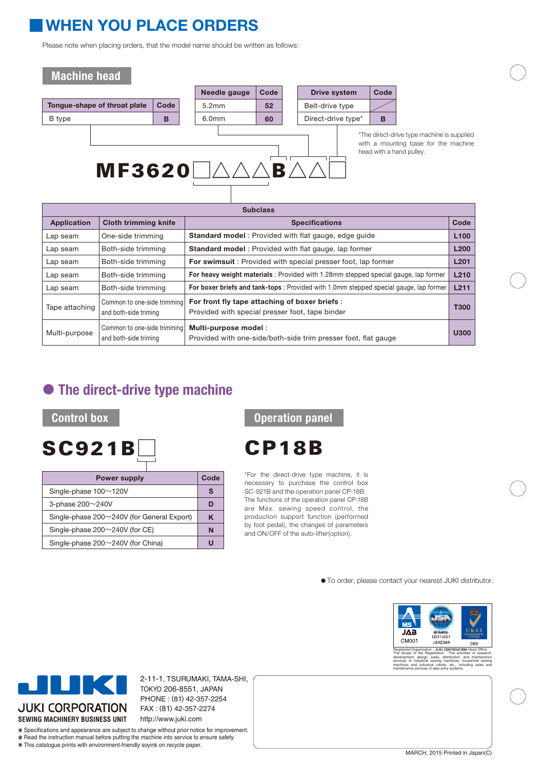# WHEN YOU PLACE ORDERS

Please note when placing orders, that the model name should be written as follows:

## Machine head

| Tongue-shape of throat plate | Code |
|---|---|
| B type | B |

| Needle gauge | Code |
|---|---|
| 5.2mm | 52 |
| 6.0mm | 60 |

| Drive system | Code |
|---|---|
| Belt-drive type | |
| Direct-drive type* | B |

*The direct-drive type machine is supplied with a mounting base for the machine head with a hand pulley.

**MF3620□△△△B△△□**

| Subclass | | | |
|---|---|---|---|
| **Application** | **Cloth trimming knife** | **Specifications** | **Code** |
| Lap seam | One-side trimming | **Standard model** : Provided with flat gauge, edge guide | L100 |
| Lap seam | Both-side trimming | **Standard model** : Provided with flat gauge, lap former | L200 |
| Lap seam | Both-side trimming | **For swimsuit** : Provided with special presser foot, lap former | L201 |
| Lap seam | Both-side trimming | **For heavy weight materials** : Provided with 1.28mm stepped special gauge, lap former | L210 |
| Lap seam | Both-side trimming | **For boxer briefs and tank-tops** : Provided with 1.0mm stepped special gauge, lap former | L211 |
| Tape attaching | Common to one-side trimming and both-side triming | **For front fly tape attaching of boxer briefs** : Provided with special presser foot, tape binder | T300 |
| Multi-purpose | Common to one-side trimming and both-side triming | **Multi-purpose model** : Provided with one-side/both-side trim presser foot, flat gauge | U300 |

## ● The direct-drive type machine

### Control box

**SC921B□**

| Power supply | Code |
|---|---|
| Single-phase 100～120V | S |
| 3-phase 200～240V | D |
| Single-phase 200～240V (for General Export) | K |
| Single-phase 200～240V (for CE) | N |
| Single-phase 200～240V (for China) | U |

### Operation panel

**CP18B**

*For the direct-drive type machine, it is necessary to purchase the control box SC-921B and the operation panel CP-18B. The functions of the operation panel CP-18B are Max. sewing speed control, the production support function (performed by foot pedal), the changes of parameters and ON/OFF of the auto-lifter(option).

●To order, please contact your nearest JUKI distributor.

CM001 ISO14001 JSAE389 089

Registered Organization : JUKI CORPORATION Head Office
The Scope of the Registration : The activities of research, development, design, sales, distribution, and maintenance services of industrial sewing machines, household sewing machines and industrial robots, etc., including sales and maintenance services of data entry systems.

JUKI CORPORATION
SEWING MACHINERY BUSINESS UNIT

2-11-1, TSURUMAKI, TAMA-SHI,
TOKYO 206-8551, JAPAN
PHONE : (81) 42-357-2254
FAX : (81) 42-357-2274
http://www.juki.com

∗ Specifications and appearance are subject to change without prior notice for improvement.
∗ Read the instruction manual before putting the machine into service to ensure safety.
∗ This catalogue prints with environment-friendly soyink on recycle paper.

MARCH, 2015 Printed in Japan(C)